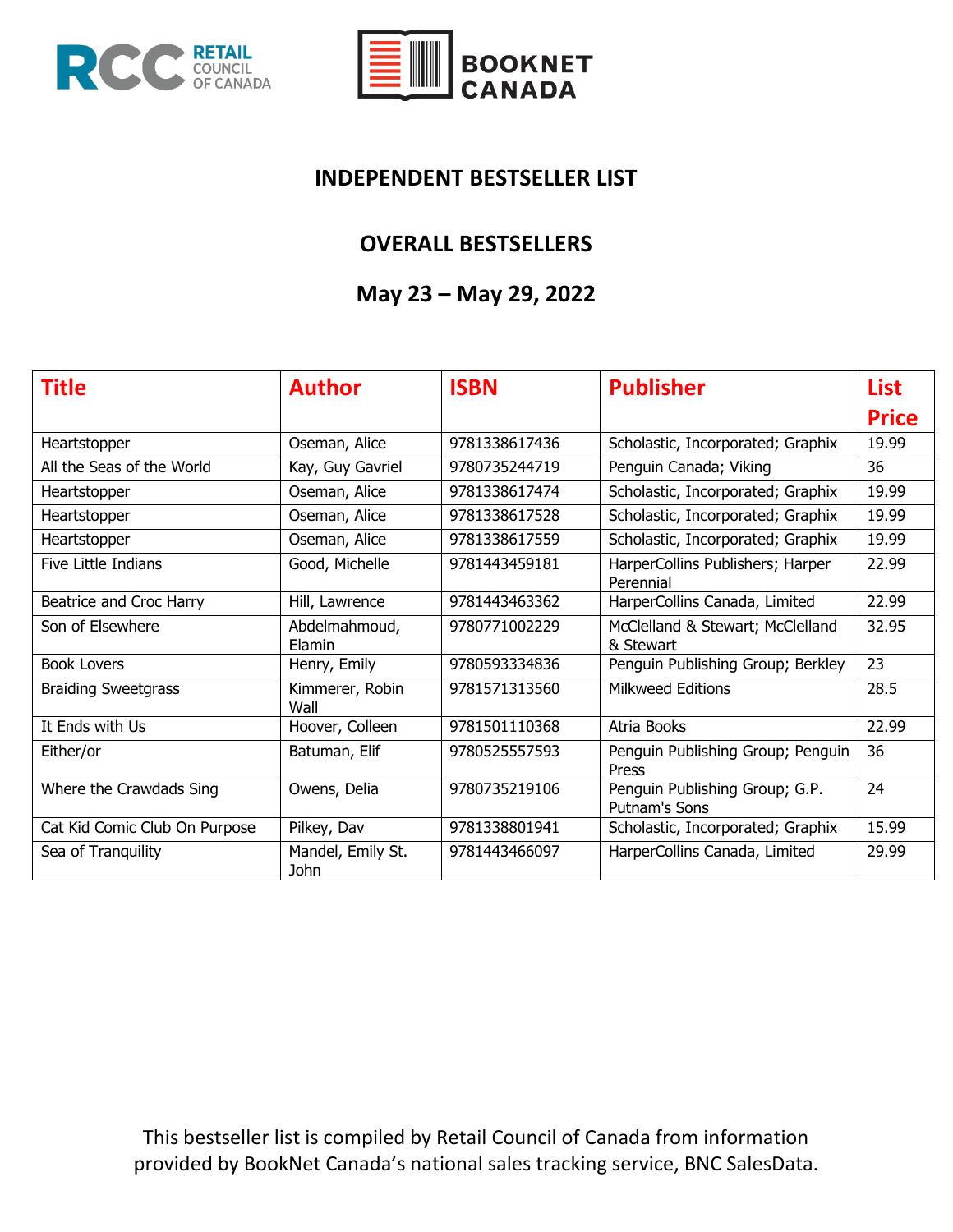# INDEPENDENT BESTSELLER LIST

## OVERALL BESTSELLERS

## May 23 – May 29, 2022

| Title | Author | ISBN | Publisher | List Price |
|---|---|---|---|---|
| Heartstopper | Oseman, Alice | 9781338617436 | Scholastic, Incorporated; Graphix | 19.99 |
| All the Seas of the World | Kay, Guy Gavriel | 9780735244719 | Penguin Canada; Viking | 36 |
| Heartstopper | Oseman, Alice | 9781338617474 | Scholastic, Incorporated; Graphix | 19.99 |
| Heartstopper | Oseman, Alice | 9781338617528 | Scholastic, Incorporated; Graphix | 19.99 |
| Heartstopper | Oseman, Alice | 9781338617559 | Scholastic, Incorporated; Graphix | 19.99 |
| Five Little Indians | Good, Michelle | 9781443459181 | HarperCollins Publishers; Harper Perennial | 22.99 |
| Beatrice and Croc Harry | Hill, Lawrence | 9781443463362 | HarperCollins Canada, Limited | 22.99 |
| Son of Elsewhere | Abdelmahmoud, Elamin | 9780771002229 | McClelland & Stewart; McClelland & Stewart | 32.95 |
| Book Lovers | Henry, Emily | 9780593334836 | Penguin Publishing Group; Berkley | 23 |
| Braiding Sweetgrass | Kimmerer, Robin Wall | 9781571313560 | Milkweed Editions | 28.5 |
| It Ends with Us | Hoover, Colleen | 9781501110368 | Atria Books | 22.99 |
| Either/or | Batuman, Elif | 9780525557593 | Penguin Publishing Group; Penguin Press | 36 |
| Where the Crawdads Sing | Owens, Delia | 9780735219106 | Penguin Publishing Group; G.P. Putnam's Sons | 24 |
| Cat Kid Comic Club On Purpose | Pilkey, Dav | 9781338801941 | Scholastic, Incorporated; Graphix | 15.99 |
| Sea of Tranquility | Mandel, Emily St. John | 9781443466097 | HarperCollins Canada, Limited | 29.99 |

This bestseller list is compiled by Retail Council of Canada from information provided by BookNet Canada's national sales tracking service, BNC SalesData.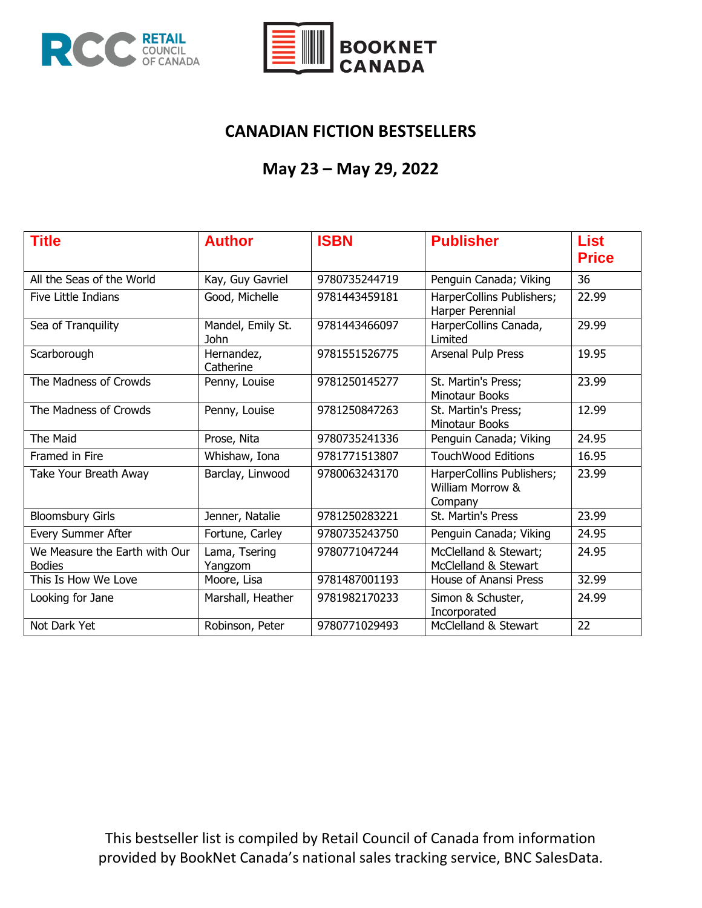## CANADIAN FICTION BESTSELLERS

## May 23 – May 29, 2022

| Title | Author | ISBN | Publisher | List Price |
|---|---|---|---|---|
| All the Seas of the World | Kay, Guy Gavriel | 9780735244719 | Penguin Canada; Viking | 36 |
| Five Little Indians | Good, Michelle | 9781443459181 | HarperCollins Publishers; Harper Perennial | 22.99 |
| Sea of Tranquility | Mandel, Emily St. John | 9781443466097 | HarperCollins Canada, Limited | 29.99 |
| Scarborough | Hernandez, Catherine | 9781551526775 | Arsenal Pulp Press | 19.95 |
| The Madness of Crowds | Penny, Louise | 9781250145277 | St. Martin's Press; Minotaur Books | 23.99 |
| The Madness of Crowds | Penny, Louise | 9781250847263 | St. Martin's Press; Minotaur Books | 12.99 |
| The Maid | Prose, Nita | 9780735241336 | Penguin Canada; Viking | 24.95 |
| Framed in Fire | Whishaw, Iona | 9781771513807 | TouchWood Editions | 16.95 |
| Take Your Breath Away | Barclay, Linwood | 9780063243170 | HarperCollins Publishers; William Morrow & Company | 23.99 |
| Bloomsbury Girls | Jenner, Natalie | 9781250283221 | St. Martin's Press | 23.99 |
| Every Summer After | Fortune, Carley | 9780735243750 | Penguin Canada; Viking | 24.95 |
| We Measure the Earth with Our Bodies | Lama, Tsering Yangzom | 9780771047244 | McClelland & Stewart; McClelland & Stewart | 24.95 |
| This Is How We Love | Moore, Lisa | 9781487001193 | House of Anansi Press | 32.99 |
| Looking for Jane | Marshall, Heather | 9781982170233 | Simon & Schuster, Incorporated | 24.99 |
| Not Dark Yet | Robinson, Peter | 9780771029493 | McClelland & Stewart | 22 |

This bestseller list is compiled by Retail Council of Canada from information provided by BookNet Canada's national sales tracking service, BNC SalesData.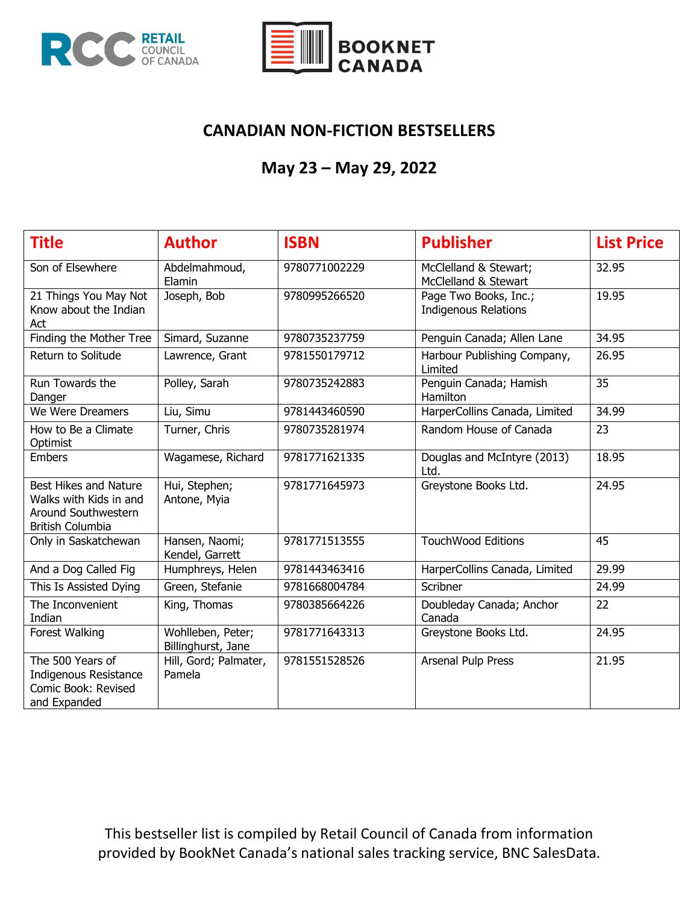## CANADIAN NON-FICTION BESTSELLERS

## May 23 – May 29, 2022

| Title | Author | ISBN | Publisher | List Price |
|---|---|---|---|---|
| Son of Elsewhere | Abdelmahmoud, Elamin | 9780771002229 | McClelland & Stewart; McClelland & Stewart | 32.95 |
| 21 Things You May Not Know about the Indian Act | Joseph, Bob | 9780995266520 | Page Two Books, Inc.; Indigenous Relations | 19.95 |
| Finding the Mother Tree | Simard, Suzanne | 9780735237759 | Penguin Canada; Allen Lane | 34.95 |
| Return to Solitude | Lawrence, Grant | 9781550179712 | Harbour Publishing Company, Limited | 26.95 |
| Run Towards the Danger | Polley, Sarah | 9780735242883 | Penguin Canada; Hamish Hamilton | 35 |
| We Were Dreamers | Liu, Simu | 9781443460590 | HarperCollins Canada, Limited | 34.99 |
| How to Be a Climate Optimist | Turner, Chris | 9780735281974 | Random House of Canada | 23 |
| Embers | Wagamese, Richard | 9781771621335 | Douglas and McIntyre (2013) Ltd. | 18.95 |
| Best Hikes and Nature Walks with Kids in and Around Southwestern British Columbia | Hui, Stephen; Antone, Myia | 9781771645973 | Greystone Books Ltd. | 24.95 |
| Only in Saskatchewan | Hansen, Naomi; Kendel, Garrett | 9781771513555 | TouchWood Editions | 45 |
| And a Dog Called Fig | Humphreys, Helen | 9781443463416 | HarperCollins Canada, Limited | 29.99 |
| This Is Assisted Dying | Green, Stefanie | 9781668004784 | Scribner | 24.99 |
| The Inconvenient Indian | King, Thomas | 9780385664226 | Doubleday Canada; Anchor Canada | 22 |
| Forest Walking | Wohlleben, Peter; Billinghurst, Jane | 9781771643313 | Greystone Books Ltd. | 24.95 |
| The 500 Years of Indigenous Resistance Comic Book: Revised and Expanded | Hill, Gord; Palmater, Pamela | 9781551528526 | Arsenal Pulp Press | 21.95 |

This bestseller list is compiled by Retail Council of Canada from information provided by BookNet Canada's national sales tracking service, BNC SalesData.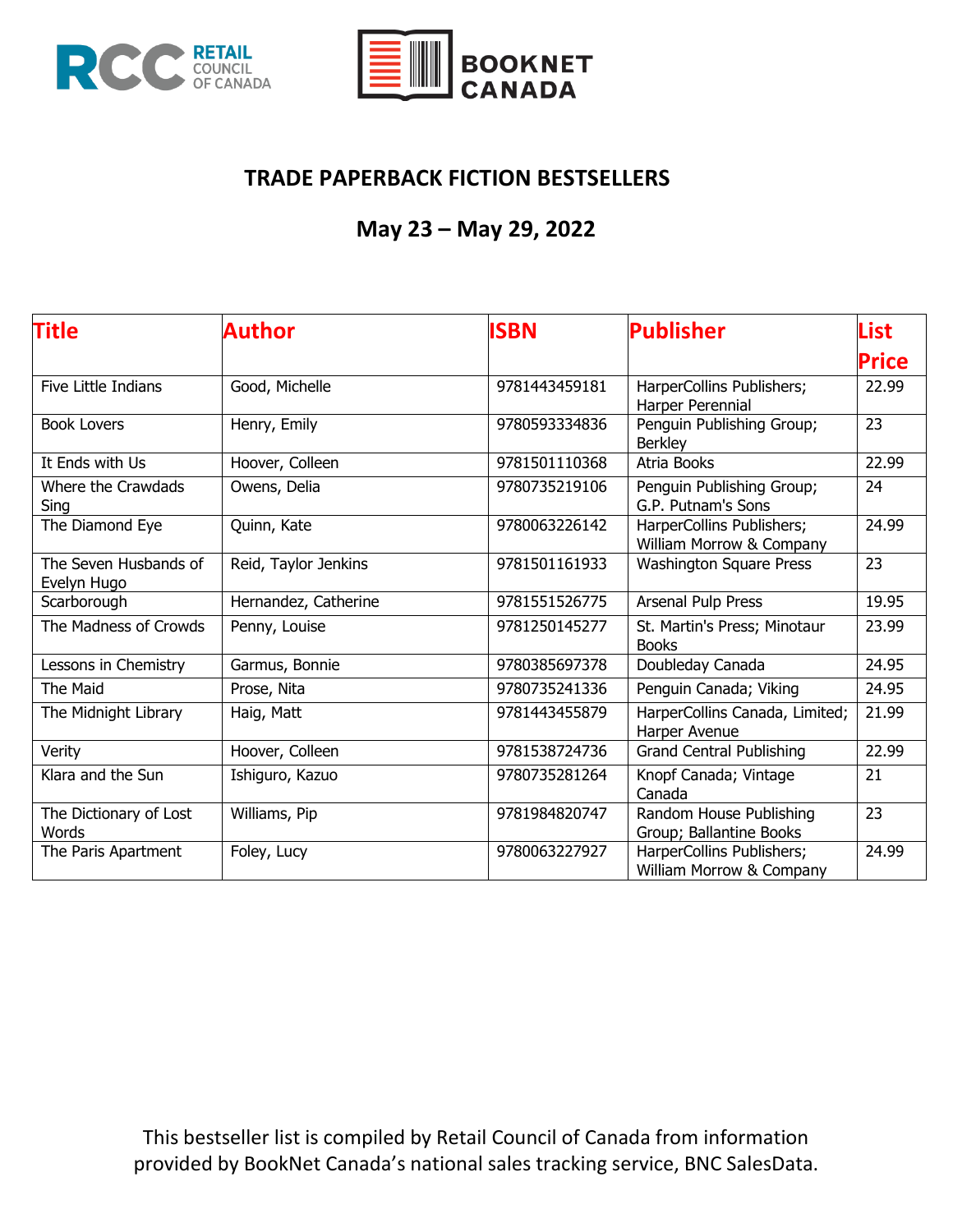## TRADE PAPERBACK FICTION BESTSELLERS

### May 23 – May 29, 2022

| Title | Author | ISBN | Publisher | List Price |
|---|---|---|---|---|
| Five Little Indians | Good, Michelle | 9781443459181 | HarperCollins Publishers; Harper Perennial | 22.99 |
| Book Lovers | Henry, Emily | 9780593334836 | Penguin Publishing Group; Berkley | 23 |
| It Ends with Us | Hoover, Colleen | 9781501110368 | Atria Books | 22.99 |
| Where the Crawdads Sing | Owens, Delia | 9780735219106 | Penguin Publishing Group; G.P. Putnam's Sons | 24 |
| The Diamond Eye | Quinn, Kate | 9780063226142 | HarperCollins Publishers; William Morrow & Company | 24.99 |
| The Seven Husbands of Evelyn Hugo | Reid, Taylor Jenkins | 9781501161933 | Washington Square Press | 23 |
| Scarborough | Hernandez, Catherine | 9781551526775 | Arsenal Pulp Press | 19.95 |
| The Madness of Crowds | Penny, Louise | 9781250145277 | St. Martin's Press; Minotaur Books | 23.99 |
| Lessons in Chemistry | Garmus, Bonnie | 9780385697378 | Doubleday Canada | 24.95 |
| The Maid | Prose, Nita | 9780735241336 | Penguin Canada; Viking | 24.95 |
| The Midnight Library | Haig, Matt | 9781443455879 | HarperCollins Canada, Limited; Harper Avenue | 21.99 |
| Verity | Hoover, Colleen | 9781538724736 | Grand Central Publishing | 22.99 |
| Klara and the Sun | Ishiguro, Kazuo | 9780735281264 | Knopf Canada; Vintage Canada | 21 |
| The Dictionary of Lost Words | Williams, Pip | 9781984820747 | Random House Publishing Group; Ballantine Books | 23 |
| The Paris Apartment | Foley, Lucy | 9780063227927 | HarperCollins Publishers; William Morrow & Company | 24.99 |

This bestseller list is compiled by Retail Council of Canada from information provided by BookNet Canada's national sales tracking service, BNC SalesData.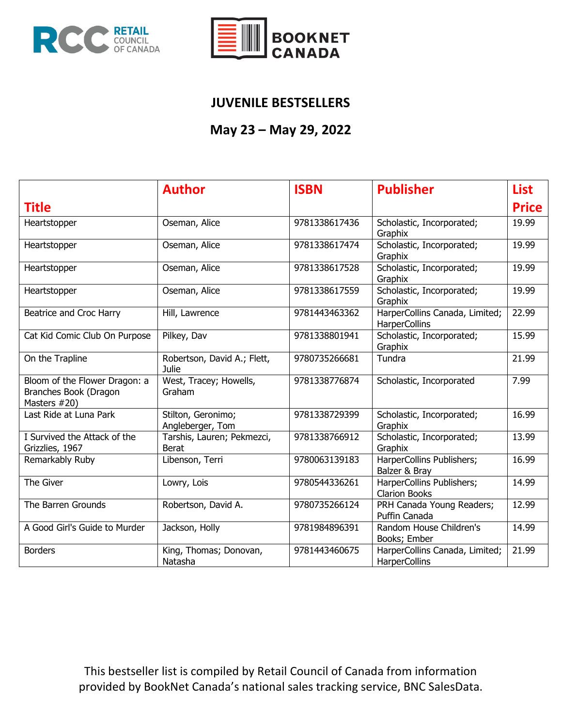RETAIL COUNCIL OF CANADA

BOOKNET CANADA

# JUVENILE BESTSELLERS

## May 23 – May 29, 2022

| Title | Author | ISBN | Publisher | List Price |
|---|---|---|---|---|
| Heartstopper | Oseman, Alice | 9781338617436 | Scholastic, Incorporated; Graphix | 19.99 |
| Heartstopper | Oseman, Alice | 9781338617474 | Scholastic, Incorporated; Graphix | 19.99 |
| Heartstopper | Oseman, Alice | 9781338617528 | Scholastic, Incorporated; Graphix | 19.99 |
| Heartstopper | Oseman, Alice | 9781338617559 | Scholastic, Incorporated; Graphix | 19.99 |
| Beatrice and Croc Harry | Hill, Lawrence | 9781443463362 | HarperCollins Canada, Limited; HarperCollins | 22.99 |
| Cat Kid Comic Club On Purpose | Pilkey, Dav | 9781338801941 | Scholastic, Incorporated; Graphix | 15.99 |
| On the Trapline | Robertson, David A.; Flett, Julie | 9780735266681 | Tundra | 21.99 |
| Bloom of the Flower Dragon: a Branches Book (Dragon Masters #20) | West, Tracey; Howells, Graham | 9781338776874 | Scholastic, Incorporated | 7.99 |
| Last Ride at Luna Park | Stilton, Geronimo; Angleberger, Tom | 9781338729399 | Scholastic, Incorporated; Graphix | 16.99 |
| I Survived the Attack of the Grizzlies, 1967 | Tarshis, Lauren; Pekmezci, Berat | 9781338766912 | Scholastic, Incorporated; Graphix | 13.99 |
| Remarkably Ruby | Libenson, Terri | 9780063139183 | HarperCollins Publishers; Balzer & Bray | 16.99 |
| The Giver | Lowry, Lois | 9780544336261 | HarperCollins Publishers; Clarion Books | 14.99 |
| The Barren Grounds | Robertson, David A. | 9780735266124 | PRH Canada Young Readers; Puffin Canada | 12.99 |
| A Good Girl's Guide to Murder | Jackson, Holly | 9781984896391 | Random House Children's Books; Ember | 14.99 |
| Borders | King, Thomas; Donovan, Natasha | 9781443460675 | HarperCollins Canada, Limited; HarperCollins | 21.99 |

This bestseller list is compiled by Retail Council of Canada from information provided by BookNet Canada's national sales tracking service, BNC SalesData.